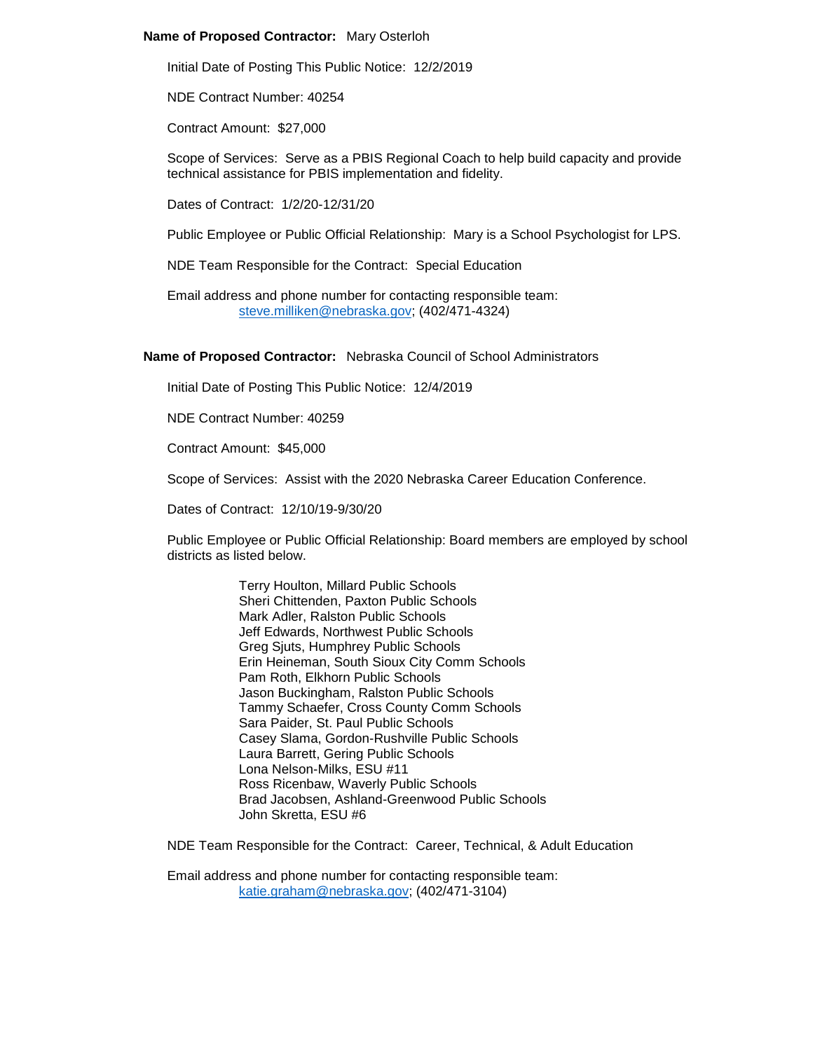**Name of Proposed Contractor:** Mary Osterloh

Initial Date of Posting This Public Notice: 12/2/2019

NDE Contract Number: 40254

Contract Amount: $27,000

Scope of Services: Serve as a PBIS Regional Coach to help build capacity and provide technical assistance for PBIS implementation and fidelity.

Dates of Contract: 1/2/20-12/31/20

Public Employee or Public Official Relationship: Mary is a School Psychologist for LPS.

NDE Team Responsible for the Contract: Special Education

Email address and phone number for contacting responsible team:
steve.milliken@nebraska.gov; (402/471-4324)

**Name of Proposed Contractor:** Nebraska Council of School Administrators

Initial Date of Posting This Public Notice: 12/4/2019

NDE Contract Number: 40259

Contract Amount: $45,000

Scope of Services: Assist with the 2020 Nebraska Career Education Conference.

Dates of Contract: 12/10/19-9/30/20

Public Employee or Public Official Relationship: Board members are employed by school districts as listed below.

Terry Houlton, Millard Public Schools
Sheri Chittenden, Paxton Public Schools
Mark Adler, Ralston Public Schools
Jeff Edwards, Northwest Public Schools
Greg Sjuts, Humphrey Public Schools
Erin Heineman, South Sioux City Comm Schools
Pam Roth, Elkhorn Public Schools
Jason Buckingham, Ralston Public Schools
Tammy Schaefer, Cross County Comm Schools
Sara Paider, St. Paul Public Schools
Casey Slama, Gordon-Rushville Public Schools
Laura Barrett, Gering Public Schools
Lona Nelson-Milks, ESU #11
Ross Ricenbaw, Waverly Public Schools
Brad Jacobsen, Ashland-Greenwood Public Schools
John Skretta, ESU #6

NDE Team Responsible for the Contract: Career, Technical, & Adult Education

Email address and phone number for contacting responsible team:
katie.graham@nebraska.gov; (402/471-3104)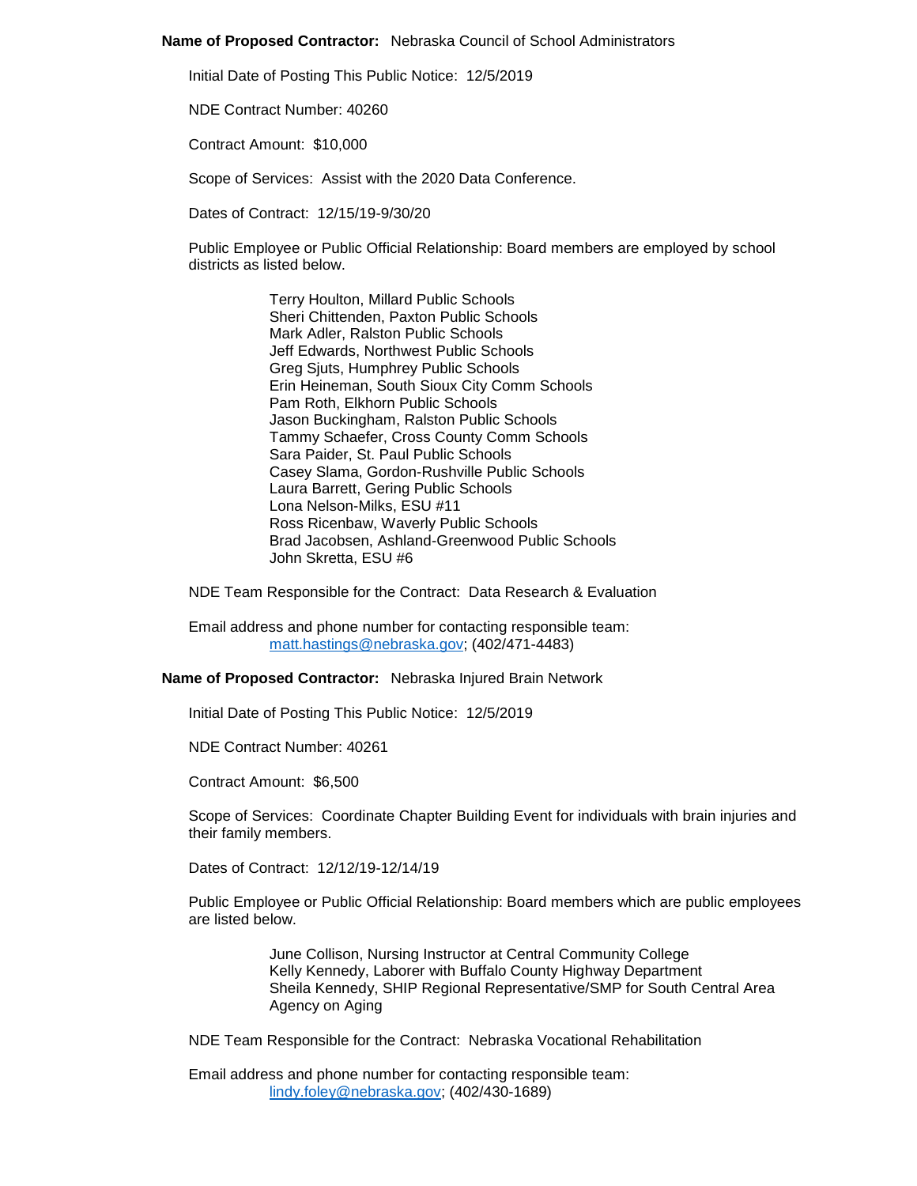**Name of Proposed Contractor:** Nebraska Council of School Administrators

Initial Date of Posting This Public Notice: 12/5/2019

NDE Contract Number: 40260

Contract Amount: $10,000

Scope of Services: Assist with the 2020 Data Conference.

Dates of Contract: 12/15/19-9/30/20

Public Employee or Public Official Relationship: Board members are employed by school districts as listed below.

Terry Houlton, Millard Public Schools
Sheri Chittenden, Paxton Public Schools
Mark Adler, Ralston Public Schools
Jeff Edwards, Northwest Public Schools
Greg Sjuts, Humphrey Public Schools
Erin Heineman, South Sioux City Comm Schools
Pam Roth, Elkhorn Public Schools
Jason Buckingham, Ralston Public Schools
Tammy Schaefer, Cross County Comm Schools
Sara Paider, St. Paul Public Schools
Casey Slama, Gordon-Rushville Public Schools
Laura Barrett, Gering Public Schools
Lona Nelson-Milks, ESU #11
Ross Ricenbaw, Waverly Public Schools
Brad Jacobsen, Ashland-Greenwood Public Schools
John Skretta, ESU #6

NDE Team Responsible for the Contract: Data Research & Evaluation

Email address and phone number for contacting responsible team:
matt.hastings@nebraska.gov; (402/471-4483)

**Name of Proposed Contractor:** Nebraska Injured Brain Network

Initial Date of Posting This Public Notice: 12/5/2019

NDE Contract Number: 40261

Contract Amount: $6,500

Scope of Services: Coordinate Chapter Building Event for individuals with brain injuries and their family members.

Dates of Contract: 12/12/19-12/14/19

Public Employee or Public Official Relationship: Board members which are public employees are listed below.

June Collison, Nursing Instructor at Central Community College
Kelly Kennedy, Laborer with Buffalo County Highway Department
Sheila Kennedy, SHIP Regional Representative/SMP for South Central Area Agency on Aging

NDE Team Responsible for the Contract: Nebraska Vocational Rehabilitation

Email address and phone number for contacting responsible team:
lindy.foley@nebraska.gov; (402/430-1689)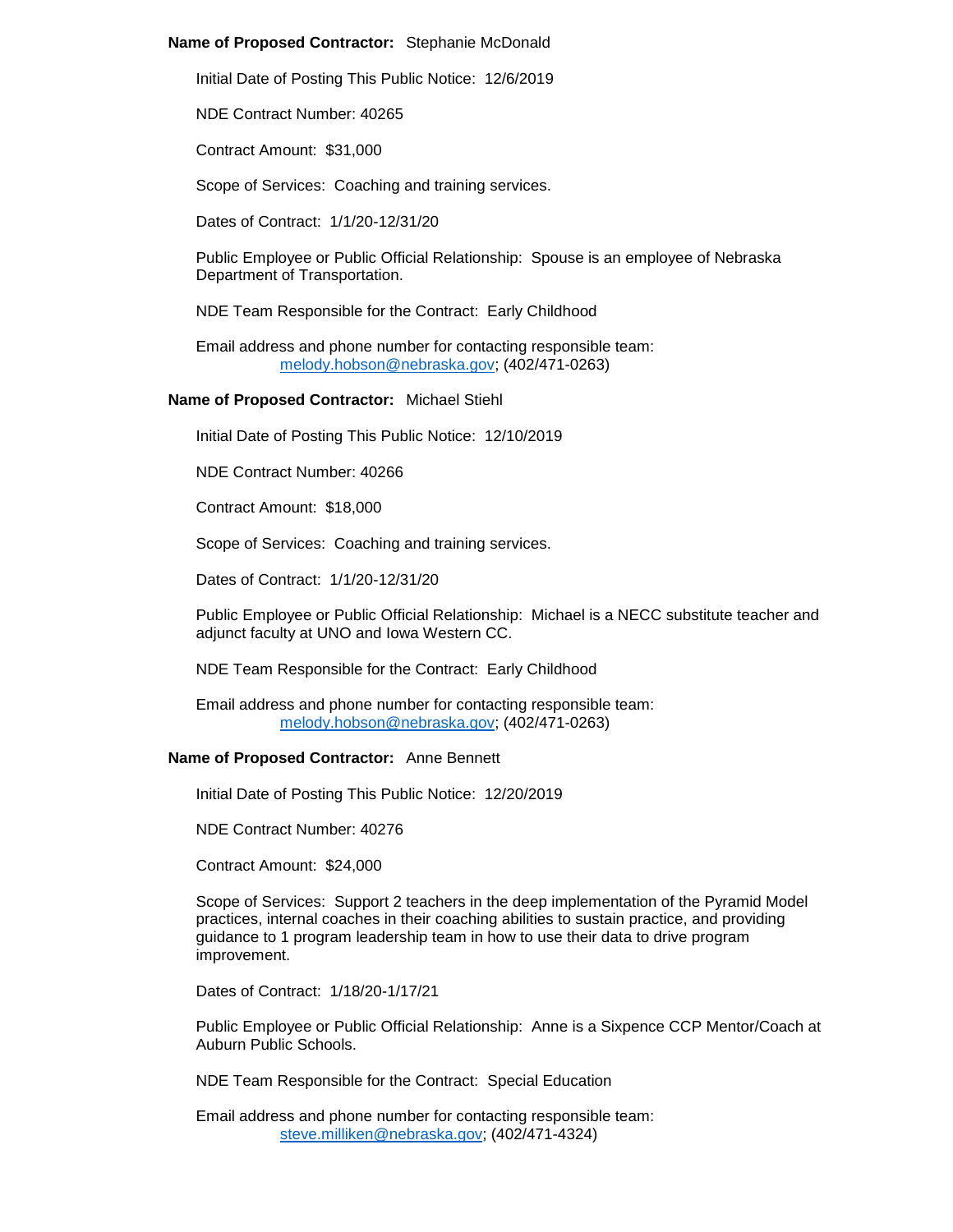**Name of Proposed Contractor:** Stephanie McDonald

Initial Date of Posting This Public Notice: 12/6/2019

NDE Contract Number: 40265

Contract Amount: $31,000

Scope of Services: Coaching and training services.

Dates of Contract: 1/1/20-12/31/20

Public Employee or Public Official Relationship: Spouse is an employee of Nebraska Department of Transportation.

NDE Team Responsible for the Contract: Early Childhood

Email address and phone number for contacting responsible team:
melody.hobson@nebraska.gov; (402/471-0263)

**Name of Proposed Contractor:** Michael Stiehl

Initial Date of Posting This Public Notice: 12/10/2019

NDE Contract Number: 40266

Contract Amount: $18,000

Scope of Services: Coaching and training services.

Dates of Contract: 1/1/20-12/31/20

Public Employee or Public Official Relationship: Michael is a NECC substitute teacher and adjunct faculty at UNO and Iowa Western CC.

NDE Team Responsible for the Contract: Early Childhood

Email address and phone number for contacting responsible team:
melody.hobson@nebraska.gov; (402/471-0263)

**Name of Proposed Contractor:** Anne Bennett

Initial Date of Posting This Public Notice: 12/20/2019

NDE Contract Number: 40276

Contract Amount: $24,000

Scope of Services: Support 2 teachers in the deep implementation of the Pyramid Model practices, internal coaches in their coaching abilities to sustain practice, and providing guidance to 1 program leadership team in how to use their data to drive program improvement.

Dates of Contract: 1/18/20-1/17/21

Public Employee or Public Official Relationship: Anne is a Sixpence CCP Mentor/Coach at Auburn Public Schools.

NDE Team Responsible for the Contract: Special Education

Email address and phone number for contacting responsible team:
steve.milliken@nebraska.gov; (402/471-4324)